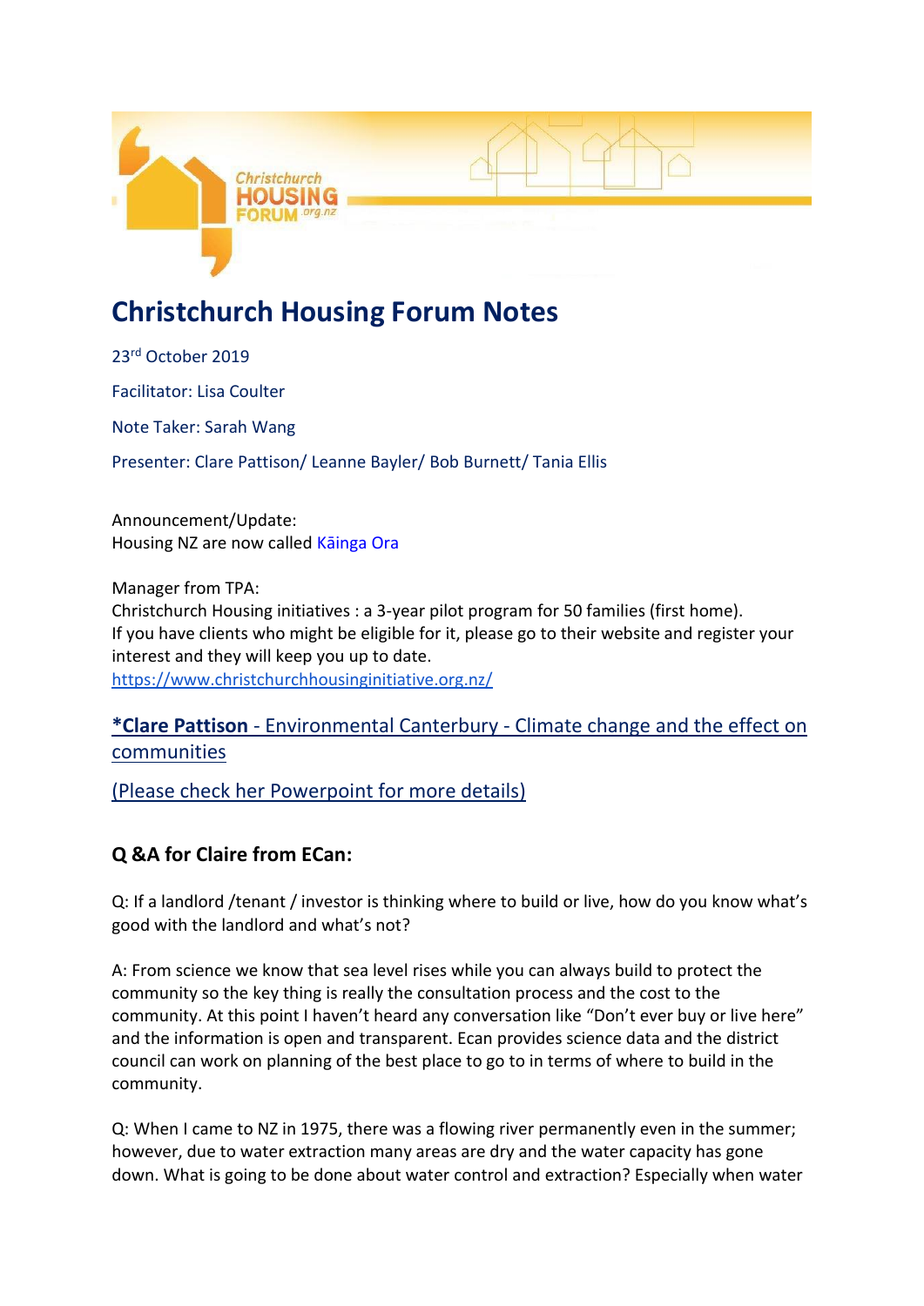# Christchurch Housing Forum Notes

23rd October 2019

Facilitator: Lisa Coulter

Note Taker: Sarah Wang

Presenter: Clare Pattison/ Leanne Bayler/ Bob Burnett/ Tania Ellis

Announcement/Update:
Housing NZ are now called Kāinga Ora

Manager from TPA:
Christchurch Housing initiatives : a 3-year pilot program for 50 families (first home).
If you have clients who might be eligible for it, please go to their website and register your interest and they will keep you up to date.
https://www.christchurchhousinginitiative.org.nz/

**\*Clare Pattison** - Environmental Canterbury - Climate change and the effect on communities

(Please check her Powerpoint for more details)

## Q &A for Claire from ECan:

Q: If a landlord /tenant / investor is thinking where to build or live, how do you know what's good with the landlord and what's not?

A: From science we know that sea level rises while you can always build to protect the community so the key thing is really the consultation process and the cost to the community. At this point I haven't heard any conversation like "Don't ever buy or live here" and the information is open and transparent. Ecan provides science data and the district council can work on planning of the best place to go to in terms of where to build in the community.

Q: When I came to NZ in 1975, there was a flowing river permanently even in the summer; however, due to water extraction many areas are dry and the water capacity has gone down. What is going to be done about water control and extraction? Especially when water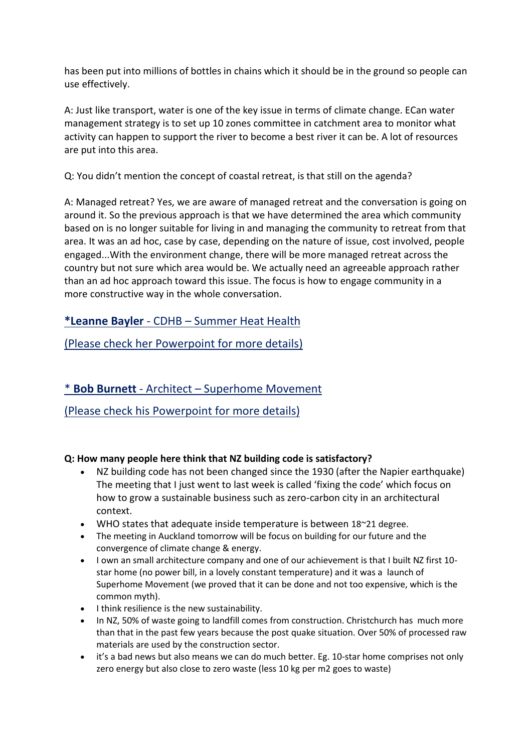has been put into millions of bottles in chains which it should be in the ground so people can use effectively.

A: Just like transport, water is one of the key issue in terms of climate change. ECan water management strategy is to set up 10 zones committee in catchment area to monitor what activity can happen to support the river to become a best river it can be. A lot of resources are put into this area.

Q: You didn't mention the concept of coastal retreat, is that still on the agenda?

A: Managed retreat? Yes, we are aware of managed retreat and the conversation is going on around it. So the previous approach is that we have determined the area which community based on is no longer suitable for living in and managing the community to retreat from that area. It was an ad hoc, case by case, depending on the nature of issue, cost involved, people engaged...With the environment change, there will be more managed retreat across the country but not sure which area would be. We actually need an agreeable approach rather than an ad hoc approach toward this issue. The focus is how to engage community in a more constructive way in the whole conversation.

## ***Leanne Bayler** - CDHB – Summer Heat Health

(Please check her Powerpoint for more details)

## * **Bob Burnett** - Architect – Superhome Movement

(Please check his Powerpoint for more details)

**Q: How many people here think that NZ building code is satisfactory?**

- NZ building code has not been changed since the 1930 (after the Napier earthquake) The meeting that I just went to last week is called 'fixing the code' which focus on how to grow a sustainable business such as zero-carbon city in an architectural context.
- WHO states that adequate inside temperature is between 18~21 degree.
- The meeting in Auckland tomorrow will be focus on building for our future and the convergence of climate change & energy.
- I own an small architecture company and one of our achievement is that I built NZ first 10-star home (no power bill, in a lovely constant temperature) and it was a launch of Superhome Movement (we proved that it can be done and not too expensive, which is the common myth).
- I think resilience is the new sustainability.
- In NZ, 50% of waste going to landfill comes from construction. Christchurch has much more than that in the past few years because the post quake situation. Over 50% of processed raw materials are used by the construction sector.
- it's a bad news but also means we can do much better. Eg. 10-star home comprises not only zero energy but also close to zero waste (less 10 kg per m2 goes to waste)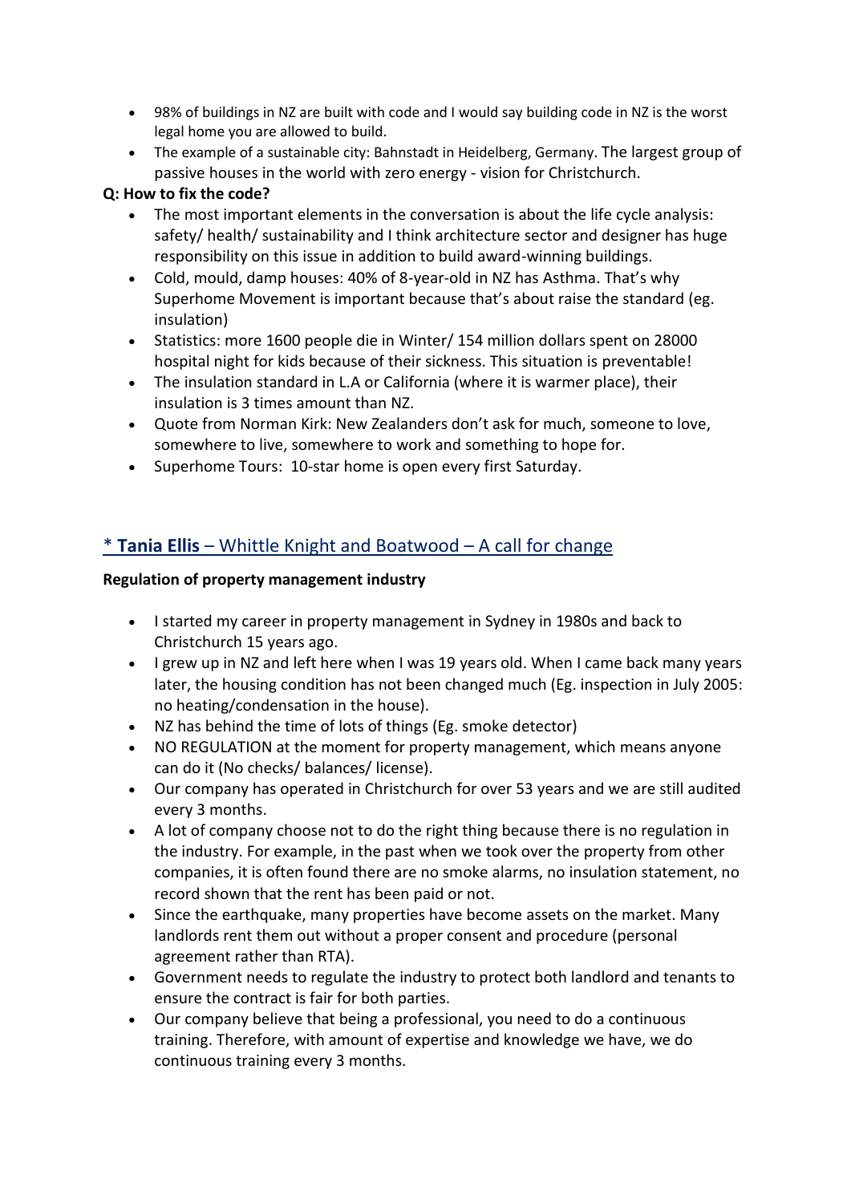- 98% of buildings in NZ are built with code and I would say building code in NZ is the worst legal home you are allowed to build.
- The example of a sustainable city: Bahnstadt in Heidelberg, Germany. The largest group of passive houses in the world with zero energy - vision for Christchurch.

**Q: How to fix the code?**

- The most important elements in the conversation is about the life cycle analysis: safety/ health/ sustainability and I think architecture sector and designer has huge responsibility on this issue in addition to build award-winning buildings.
- Cold, mould, damp houses: 40% of 8-year-old in NZ has Asthma. That's why Superhome Movement is important because that's about raise the standard (eg. insulation)
- Statistics: more 1600 people die in Winter/ 154 million dollars spent on 28000 hospital night for kids because of their sickness. This situation is preventable!
- The insulation standard in L.A or California (where it is warmer place), their insulation is 3 times amount than NZ.
- Quote from Norman Kirk: New Zealanders don't ask for much, someone to love, somewhere to live, somewhere to work and something to hope for.
- Superhome Tours: 10-star home is open every first Saturday.

## * **Tania Ellis** – Whittle Knight and Boatwood – A call for change

**Regulation of property management industry**

- I started my career in property management in Sydney in 1980s and back to Christchurch 15 years ago.
- I grew up in NZ and left here when I was 19 years old. When I came back many years later, the housing condition has not been changed much (Eg. inspection in July 2005: no heating/condensation in the house).
- NZ has behind the time of lots of things (Eg. smoke detector)
- NO REGULATION at the moment for property management, which means anyone can do it (No checks/ balances/ license).
- Our company has operated in Christchurch for over 53 years and we are still audited every 3 months.
- A lot of company choose not to do the right thing because there is no regulation in the industry. For example, in the past when we took over the property from other companies, it is often found there are no smoke alarms, no insulation statement, no record shown that the rent has been paid or not.
- Since the earthquake, many properties have become assets on the market. Many landlords rent them out without a proper consent and procedure (personal agreement rather than RTA).
- Government needs to regulate the industry to protect both landlord and tenants to ensure the contract is fair for both parties.
- Our company believe that being a professional, you need to do a continuous training. Therefore, with amount of expertise and knowledge we have, we do continuous training every 3 months.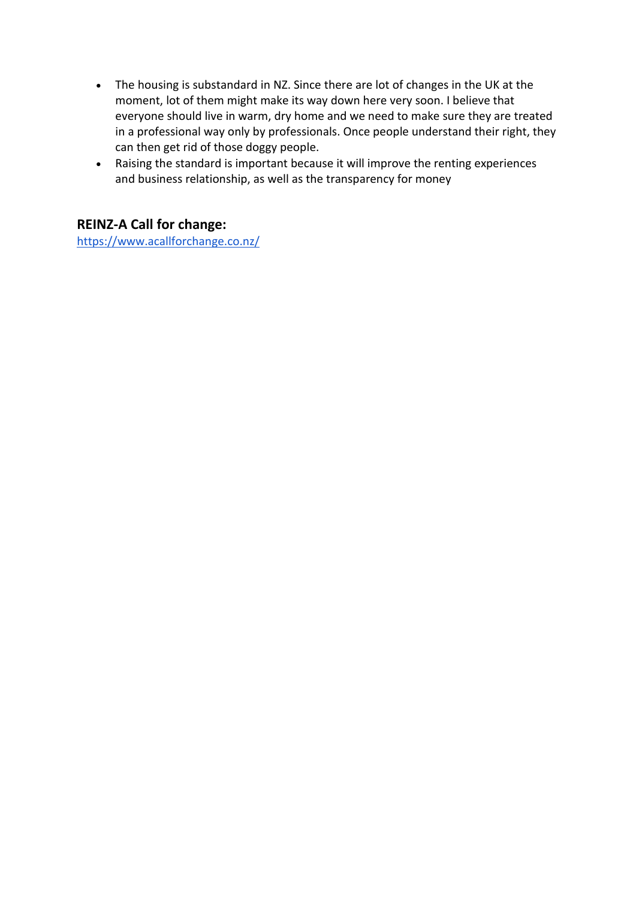- The housing is substandard in NZ. Since there are lot of changes in the UK at the moment, lot of them might make its way down here very soon. I believe that everyone should live in warm, dry home and we need to make sure they are treated in a professional way only by professionals. Once people understand their right, they can then get rid of those doggy people.
- Raising the standard is important because it will improve the renting experiences and business relationship, as well as the transparency for money

**REINZ-A Call for change:**
https://www.acallforchange.co.nz/